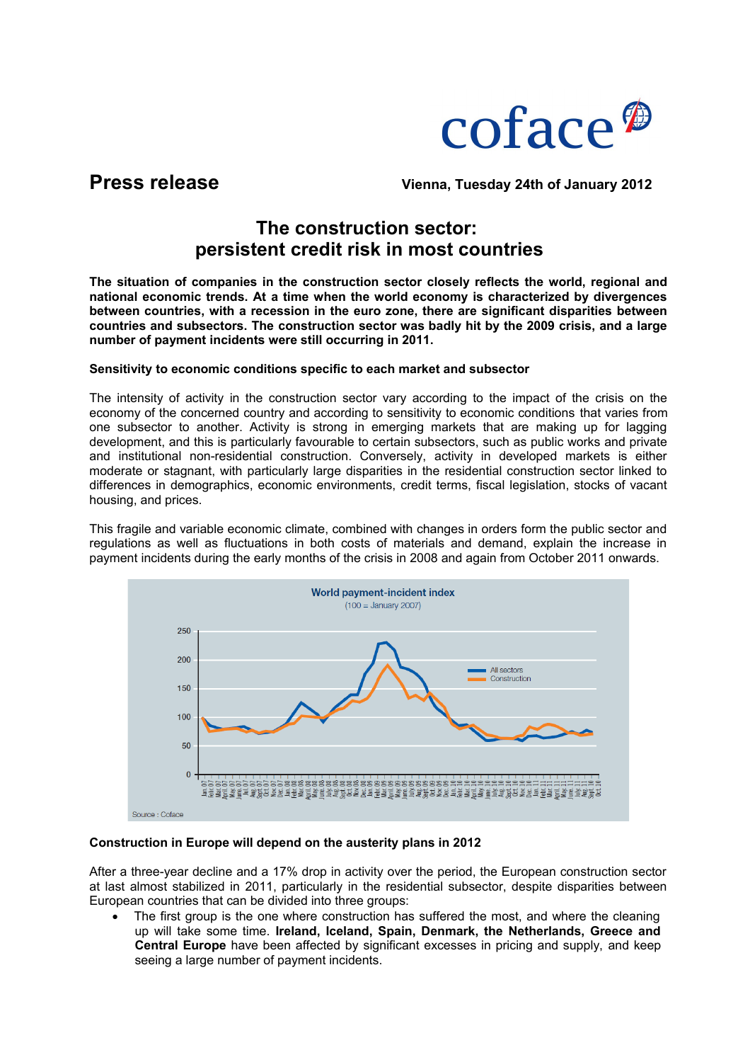coface

# Press release

**Vienna, Tuesday 24th of January 2012**

## The construction sector: persistent credit risk in most countries

**The situation of companies in the construction sector closely reflects the world, regional and national economic trends. At a time when the world economy is characterized by divergences between countries, with a recession in the euro zone, there are significant disparities between countries and subsectors. The construction sector was badly hit by the 2009 crisis, and a large number of payment incidents were still occurring in 2011.**

### Sensitivity to economic conditions specific to each market and subsector

The intensity of activity in the construction sector vary according to the impact of the crisis on the economy of the concerned country and according to sensitivity to economic conditions that varies from one subsector to another. Activity is strong in emerging markets that are making up for lagging development, and this is particularly favourable to certain subsectors, such as public works and private and institutional non-residential construction. Conversely, activity in developed markets is either moderate or stagnant, with particularly large disparities in the residential construction sector linked to differences in demographics, economic environments, credit terms, fiscal legislation, stocks of vacant housing, and prices.

This fragile and variable economic climate, combined with changes in orders form the public sector and regulations as well as fluctuations in both costs of materials and demand, explain the increase in payment incidents during the early months of the crisis in 2008 and again from October 2011 onwards.

World payment-incident index
(100 = January 2007)

All sectors
Construction

Source : Coface

### Construction in Europe will depend on the austerity plans in 2012

After a three-year decline and a 17% drop in activity over the period, the European construction sector at last almost stabilized in 2011, particularly in the residential subsector, despite disparities between European countries that can be divided into three groups:

- The first group is the one where construction has suffered the most, and where the cleaning up will take some time. **Ireland, Iceland, Spain, Denmark, the Netherlands, Greece and Central Europe** have been affected by significant excesses in pricing and supply, and keep seeing a large number of payment incidents.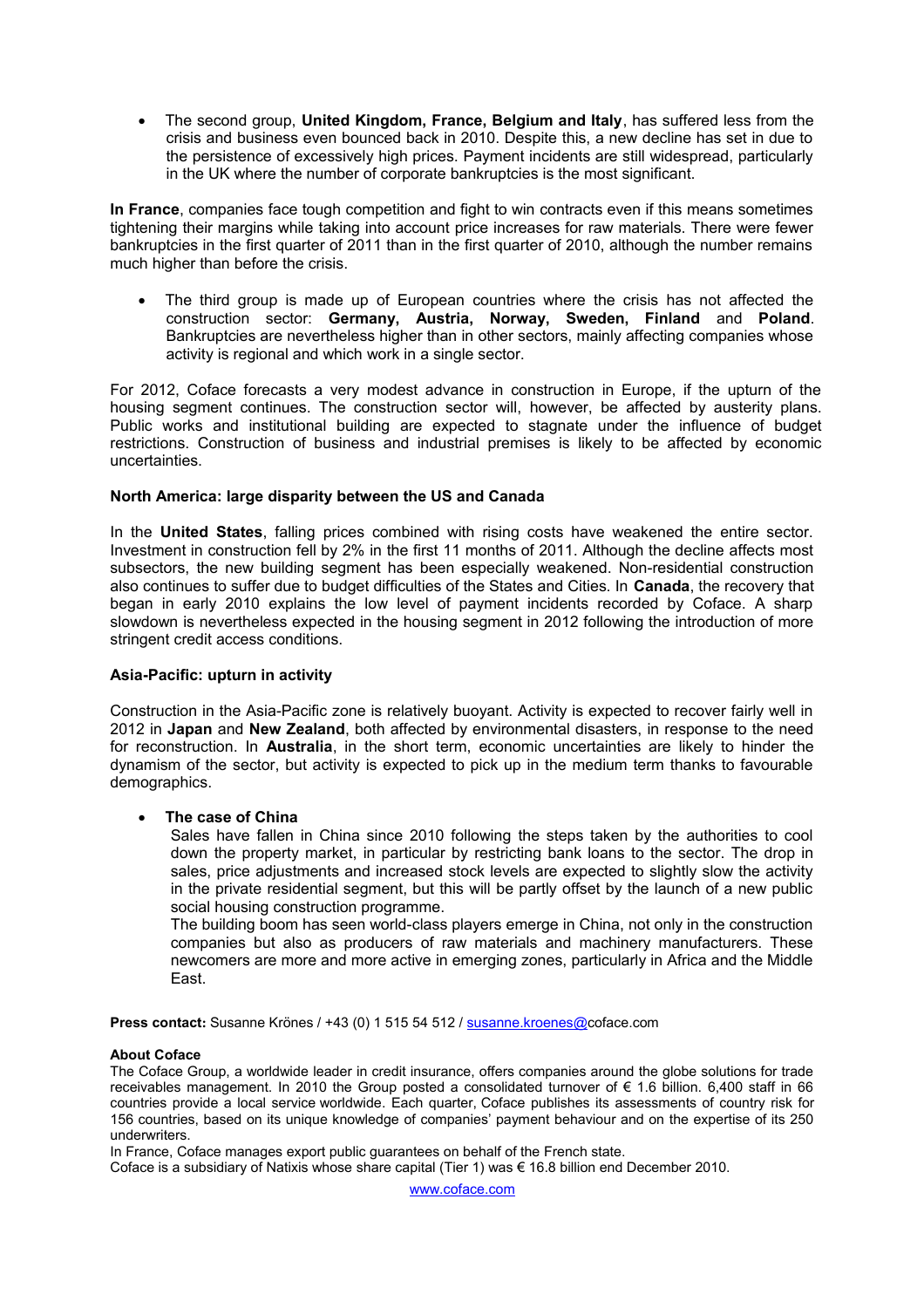- The second group, **United Kingdom, France, Belgium and Italy**, has suffered less from the crisis and business even bounced back in 2010. Despite this, a new decline has set in due to the persistence of excessively high prices. Payment incidents are still widespread, particularly in the UK where the number of corporate bankruptcies is the most significant.

**In France**, companies face tough competition and fight to win contracts even if this means sometimes tightening their margins while taking into account price increases for raw materials. There were fewer bankruptcies in the first quarter of 2011 than in the first quarter of 2010, although the number remains much higher than before the crisis.

- The third group is made up of European countries where the crisis has not affected the construction sector: **Germany, Austria, Norway, Sweden, Finland** and **Poland**. Bankruptcies are nevertheless higher than in other sectors, mainly affecting companies whose activity is regional and which work in a single sector.

For 2012, Coface forecasts a very modest advance in construction in Europe, if the upturn of the housing segment continues. The construction sector will, however, be affected by austerity plans. Public works and institutional building are expected to stagnate under the influence of budget restrictions. Construction of business and industrial premises is likely to be affected by economic uncertainties.

**North America: large disparity between the US and Canada**

In the **United States**, falling prices combined with rising costs have weakened the entire sector. Investment in construction fell by 2% in the first 11 months of 2011. Although the decline affects most subsectors, the new building segment has been especially weakened. Non-residential construction also continues to suffer due to budget difficulties of the States and Cities. In **Canada**, the recovery that began in early 2010 explains the low level of payment incidents recorded by Coface. A sharp slowdown is nevertheless expected in the housing segment in 2012 following the introduction of more stringent credit access conditions.

**Asia-Pacific: upturn in activity**

Construction in the Asia-Pacific zone is relatively buoyant. Activity is expected to recover fairly well in 2012 in **Japan** and **New Zealand**, both affected by environmental disasters, in response to the need for reconstruction. In **Australia**, in the short term, economic uncertainties are likely to hinder the dynamism of the sector, but activity is expected to pick up in the medium term thanks to favourable demographics.

- **The case of China**

  Sales have fallen in China since 2010 following the steps taken by the authorities to cool down the property market, in particular by restricting bank loans to the sector. The drop in sales, price adjustments and increased stock levels are expected to slightly slow the activity in the private residential segment, but this will be partly offset by the launch of a new public social housing construction programme.

  The building boom has seen world-class players emerge in China, not only in the construction companies but also as producers of raw materials and machinery manufacturers. These newcomers are more and more active in emerging zones, particularly in Africa and the Middle East.

**Press contact:** Susanne Krönes / +43 (0) 1 515 54 512 / susanne.kroenes@coface.com

**About Coface**

The Coface Group, a worldwide leader in credit insurance, offers companies around the globe solutions for trade receivables management. In 2010 the Group posted a consolidated turnover of € 1.6 billion. 6,400 staff in 66 countries provide a local service worldwide. Each quarter, Coface publishes its assessments of country risk for 156 countries, based on its unique knowledge of companies' payment behaviour and on the expertise of its 250 underwriters.

In France, Coface manages export public guarantees on behalf of the French state.

Coface is a subsidiary of Natixis whose share capital (Tier 1) was € 16.8 billion end December 2010.

www.coface.com